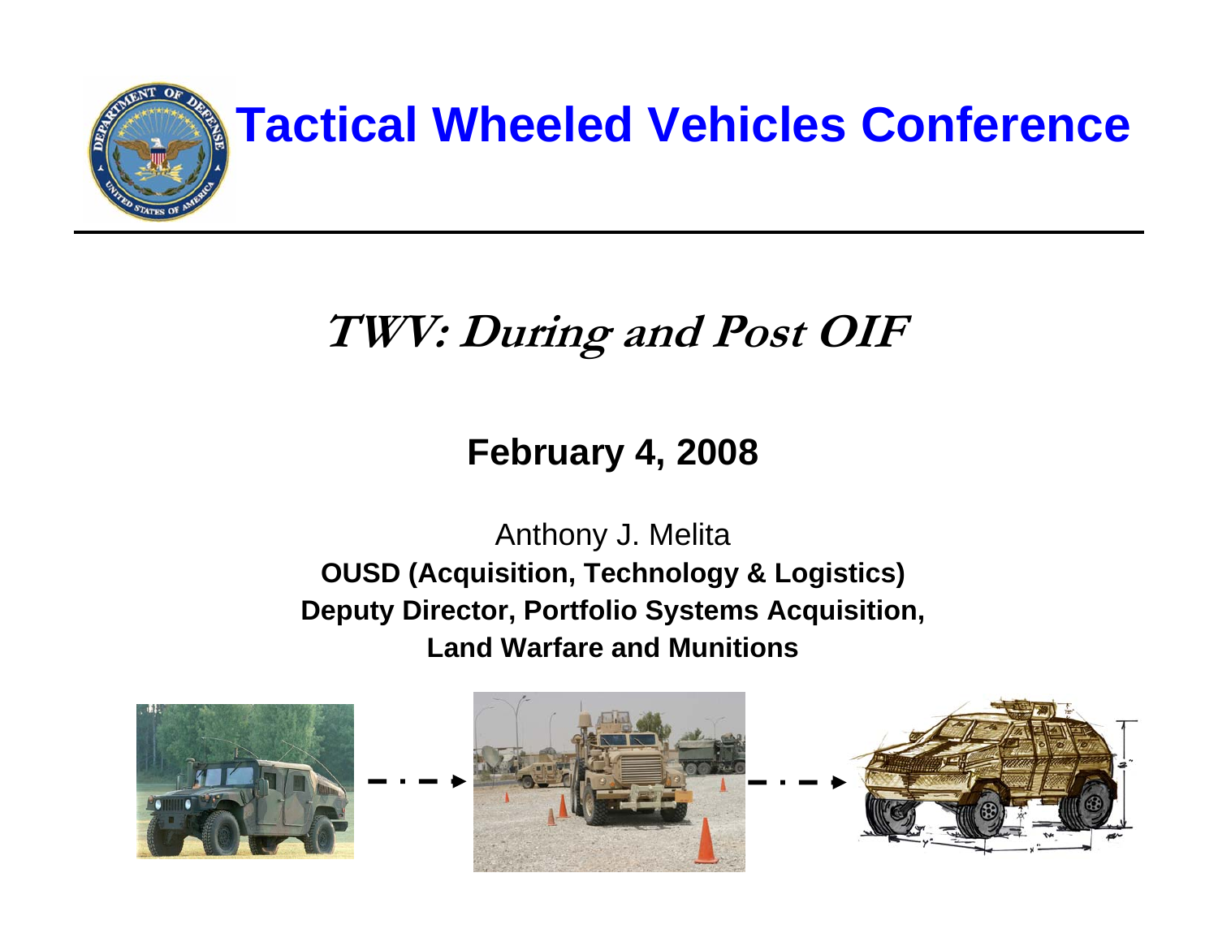# Tactical Wheeled Vehicles Conference

## *TWV: During and Post OIF*

**February 4, 2008**

Anthony J. Melita
**OUSD (Acquisition, Technology & Logistics)**
**Deputy Director, Portfolio Systems Acquisition,**
**Land Warfare and Munitions**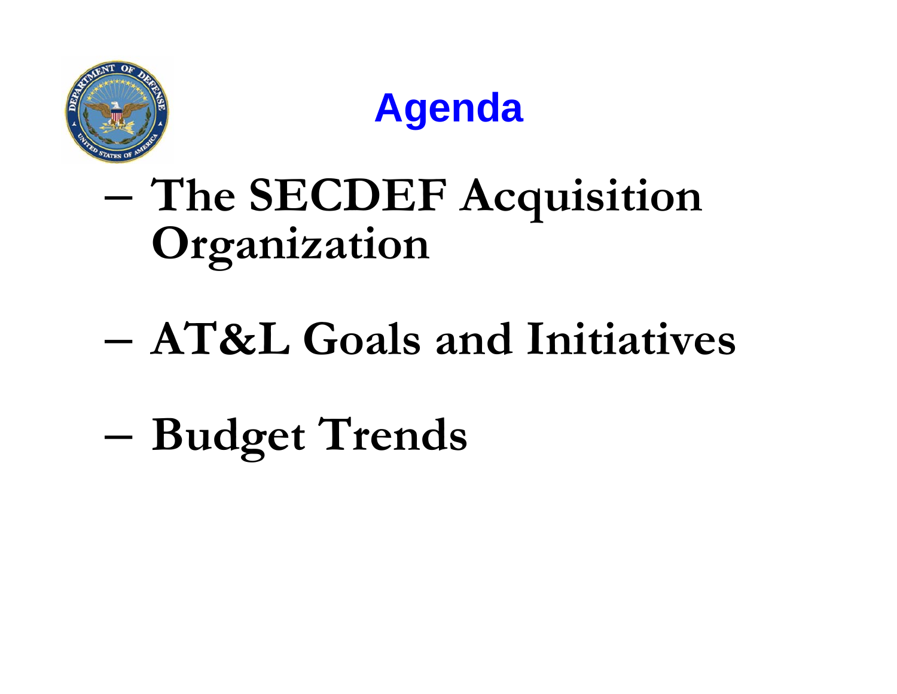# Agenda

- The SECDEF Acquisition Organization
- AT&L Goals and Initiatives
- Budget Trends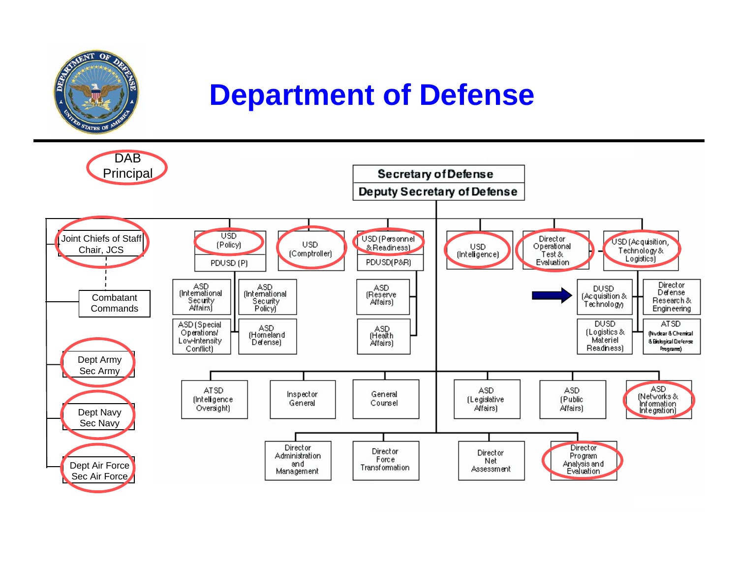# Department of Defense

DAB Principal

- Secretary of Defense
- Deputy Secretary of Defense

- Joint Chiefs of Staff Chair, JCS
  - Combatant Commands
- Dept Army Sec Army
- Dept Navy Sec Navy
- Dept Air Force Sec Air Force

- USD (Policy)
  - PDUSD (P)
  - ASD (International Security Affairs)
  - ASD (International Security Policy)
  - ASD (Special Operations/ Low-Intensity Conflict)
  - ASD (Homeland Defense)
- USD (Comptroller)
- USD (Personnel & Readiness)
  - PDUSD(P&R)
  - ASD (Reserve Affairs)
  - ASD (Health Affairs)
- USD (Intelligence)
- Director Operational Test & Evaluation
- USD (Acquisition, Technology & Logistics)
  - DUSD (Acquisition & Technology)
  - Director Defense Research & Engineering
  - DUSD (Logistics & Materiel Readiness)
  - ATSD (Nuclear & Chemical & Biological Defense Programs)

- ATSD (Intelligence Oversight)
- Inspector General
- General Counsel
- ASD (Legislative Affairs)
- ASD (Public Affairs)
- ASD (Networks & Information Integration)

- Director Administration and Management
- Director Force Transformation
- Director Net Assessment
- Director Program Analysis and Evaluation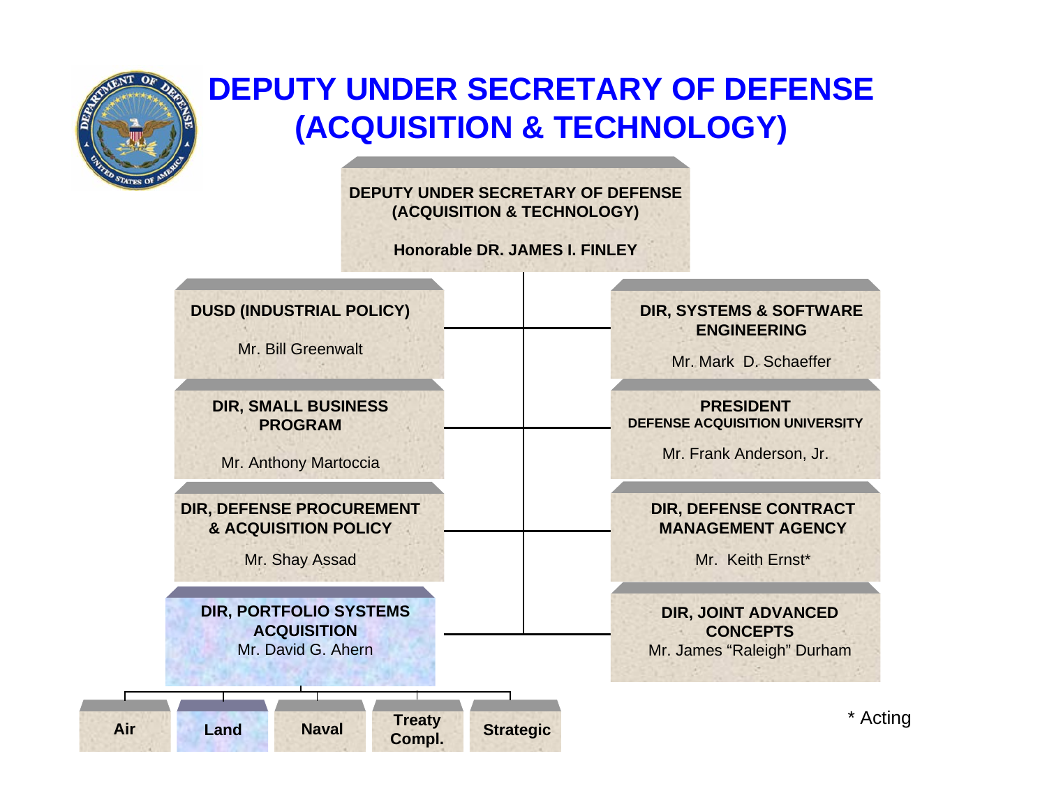# DEPUTY UNDER SECRETARY OF DEFENSE (ACQUISITION & TECHNOLOGY)

**DEPUTY UNDER SECRETARY OF DEFENSE (ACQUISITION & TECHNOLOGY)**
Honorable DR. JAMES I. FINLEY

- **DUSD (INDUSTRIAL POLICY)**
  Mr. Bill Greenwalt
- **DIR, SMALL BUSINESS PROGRAM**
  Mr. Anthony Martoccia
- **DIR, DEFENSE PROCUREMENT & ACQUISITION POLICY**
  Mr. Shay Assad
- **DIR, PORTFOLIO SYSTEMS ACQUISITION**
  Mr. David G. Ahern
  - **Air**
  - **Land**
  - **Naval**
  - **Treaty Compl.**
  - **Strategic**
- **DIR, SYSTEMS & SOFTWARE ENGINEERING**
  Mr. Mark D. Schaeffer
- **PRESIDENT DEFENSE ACQUISITION UNIVERSITY**
  Mr. Frank Anderson, Jr.
- **DIR, DEFENSE CONTRACT MANAGEMENT AGENCY**
  Mr. Keith Ernst*
- **DIR, JOINT ADVANCED CONCEPTS**
  Mr. James "Raleigh" Durham

\* Acting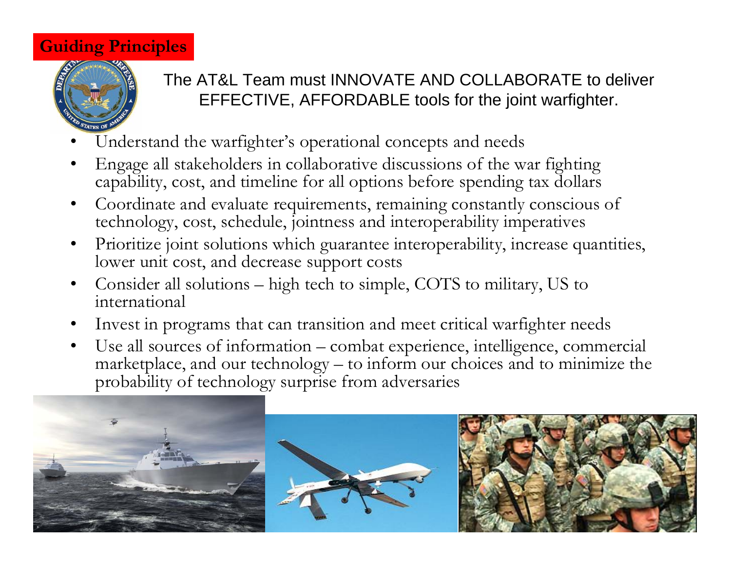## Guiding Principles

The AT&L Team must INNOVATE AND COLLABORATE to deliver EFFECTIVE, AFFORDABLE tools for the joint warfighter.

- Understand the warfighter's operational concepts and needs
- Engage all stakeholders in collaborative discussions of the war fighting capability, cost, and timeline for all options before spending tax dollars
- Coordinate and evaluate requirements, remaining constantly conscious of technology, cost, schedule, jointness and interoperability imperatives
- Prioritize joint solutions which guarantee interoperability, increase quantities, lower unit cost, and decrease support costs
- Consider all solutions – high tech to simple, COTS to military, US to international
- Invest in programs that can transition and meet critical warfighter needs
- Use all sources of information – combat experience, intelligence, commercial marketplace, and our technology – to inform our choices and to minimize the probability of technology surprise from adversaries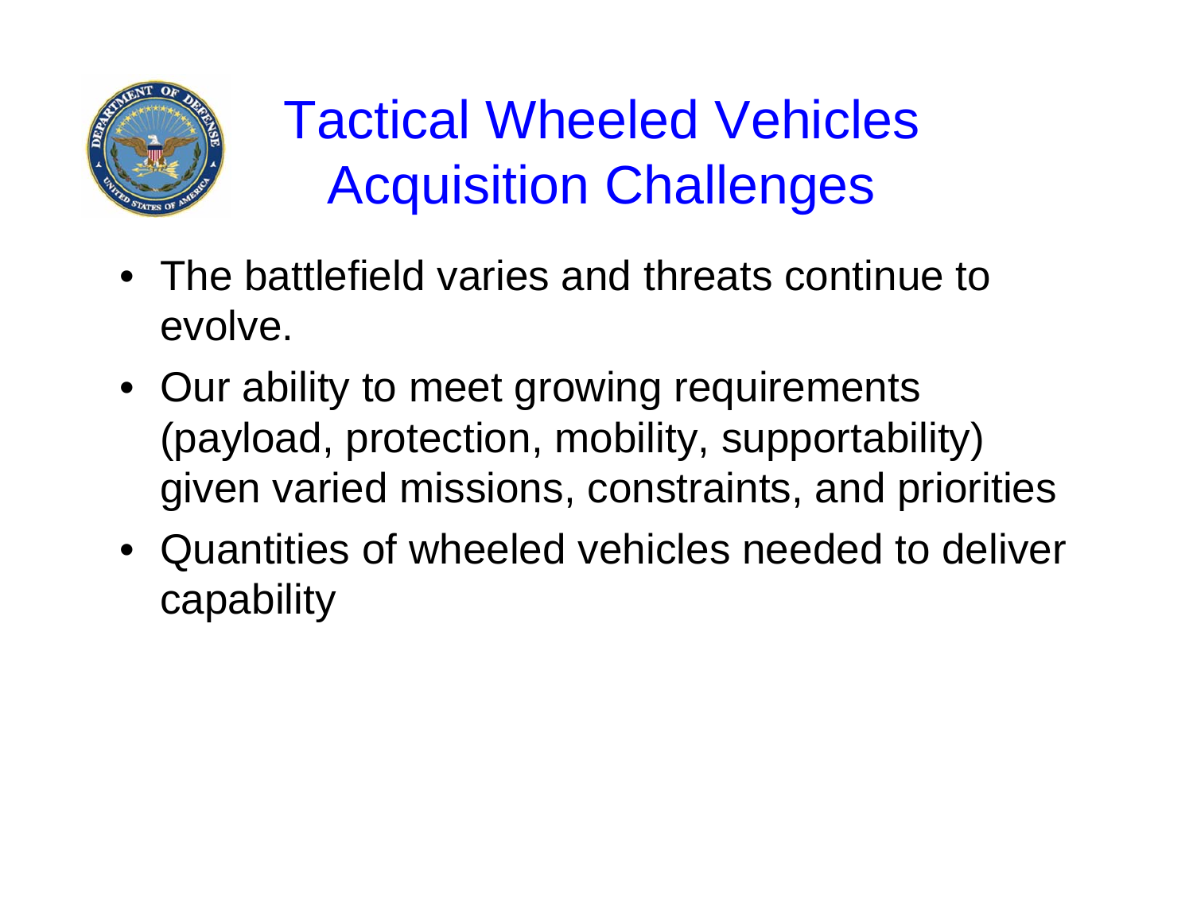# Tactical Wheeled Vehicles Acquisition Challenges

- The battlefield varies and threats continue to evolve.
- Our ability to meet growing requirements (payload, protection, mobility, supportability) given varied missions, constraints, and priorities
- Quantities of wheeled vehicles needed to deliver capability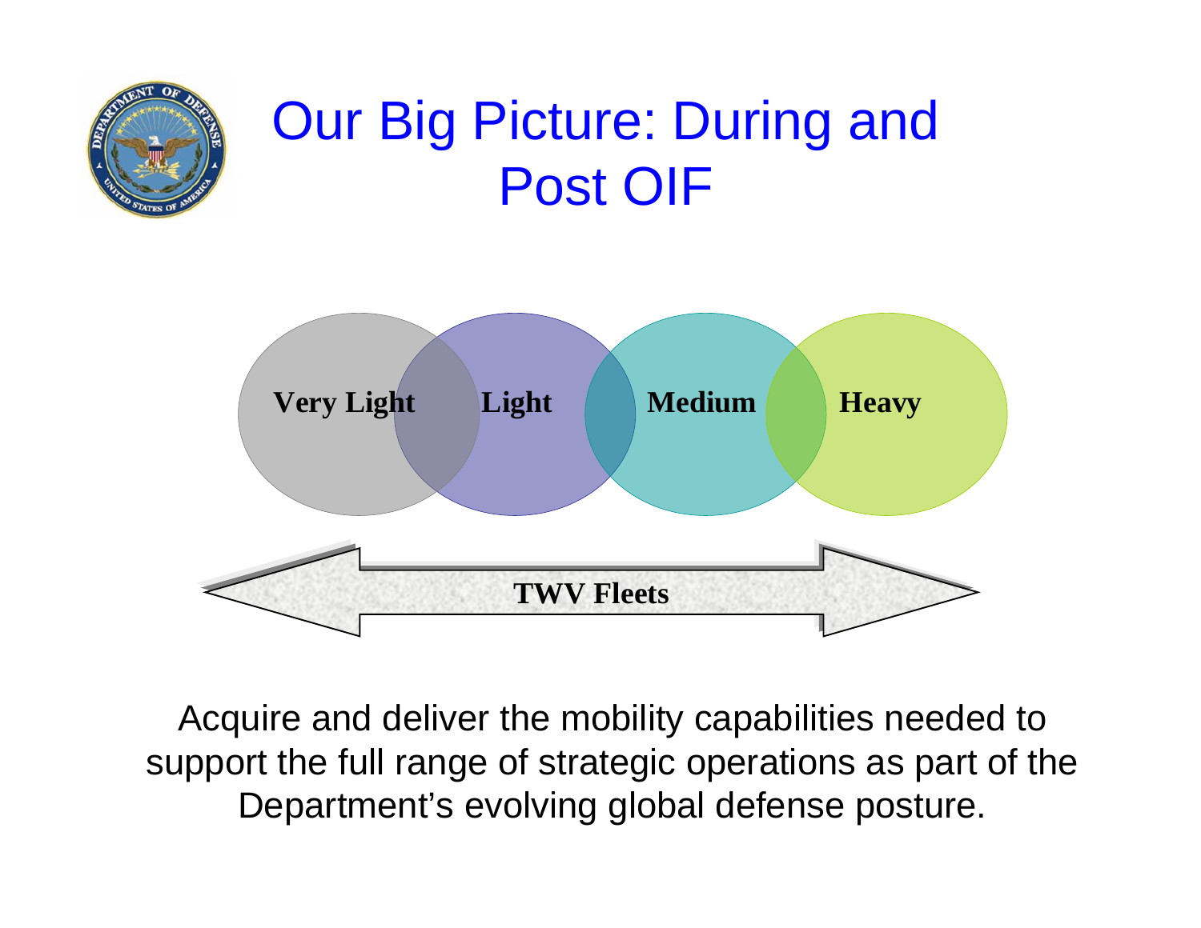# Our Big Picture: During and Post OIF

Very Light | Light | Medium | Heavy

TWV Fleets

Acquire and deliver the mobility capabilities needed to support the full range of strategic operations as part of the Department's evolving global defense posture.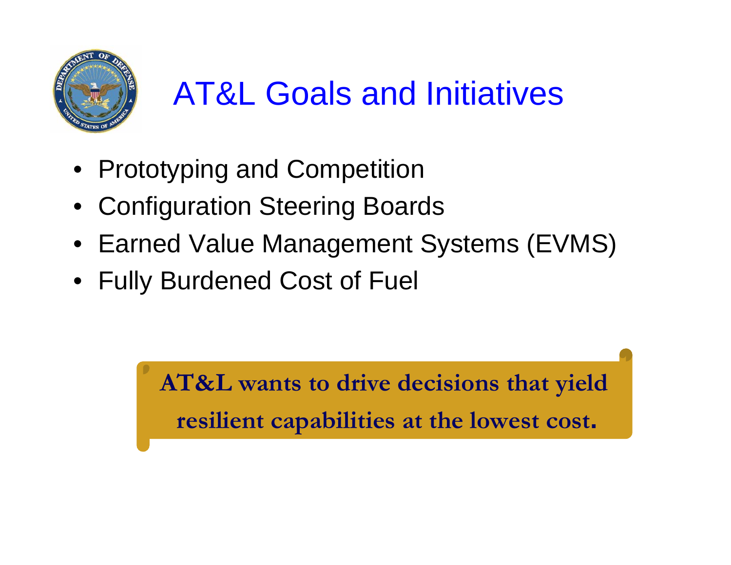# AT&L Goals and Initiatives

- Prototyping and Competition
- Configuration Steering Boards
- Earned Value Management Systems (EVMS)
- Fully Burdened Cost of Fuel

**AT&L wants to drive decisions that yield resilient capabilities at the lowest cost.**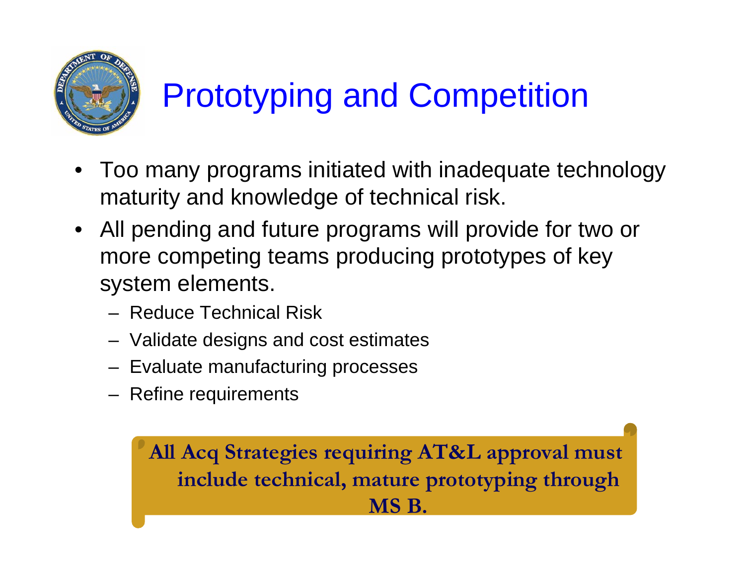# Prototyping and Competition

- Too many programs initiated with inadequate technology maturity and knowledge of technical risk.
- All pending and future programs will provide for two or more competing teams producing prototypes of key system elements.
  - Reduce Technical Risk
  - Validate designs and cost estimates
  - Evaluate manufacturing processes
  - Refine requirements

**All Acq Strategies requiring AT&L approval must include technical, mature prototyping through MS B.**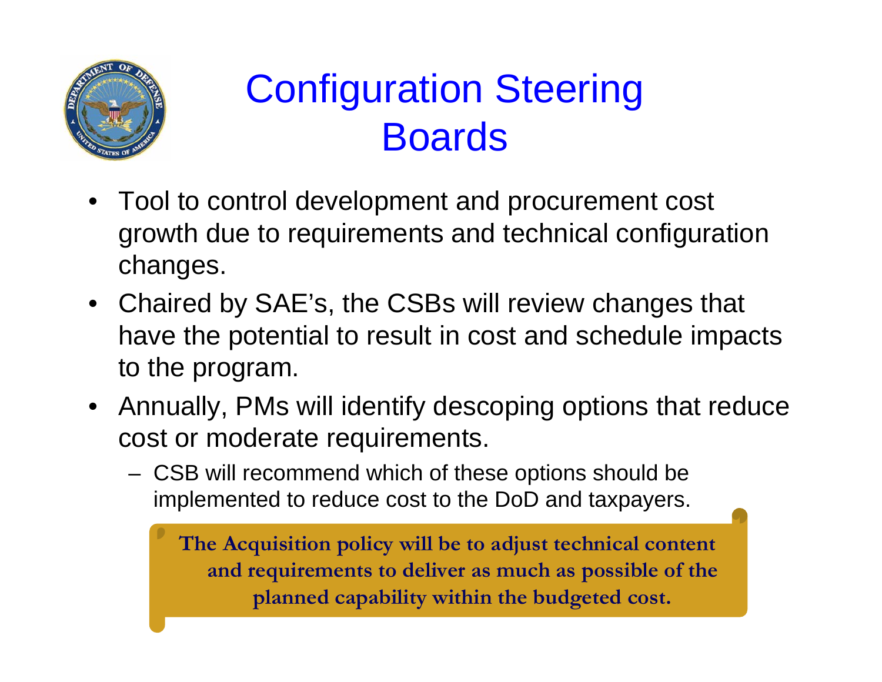# Configuration Steering Boards

- Tool to control development and procurement cost growth due to requirements and technical configuration changes.
- Chaired by SAE's, the CSBs will review changes that have the potential to result in cost and schedule impacts to the program.
- Annually, PMs will identify descoping options that reduce cost or moderate requirements.
  - CSB will recommend which of these options should be implemented to reduce cost to the DoD and taxpayers.

**The Acquisition policy will be to adjust technical content and requirements to deliver as much as possible of the planned capability within the budgeted cost.**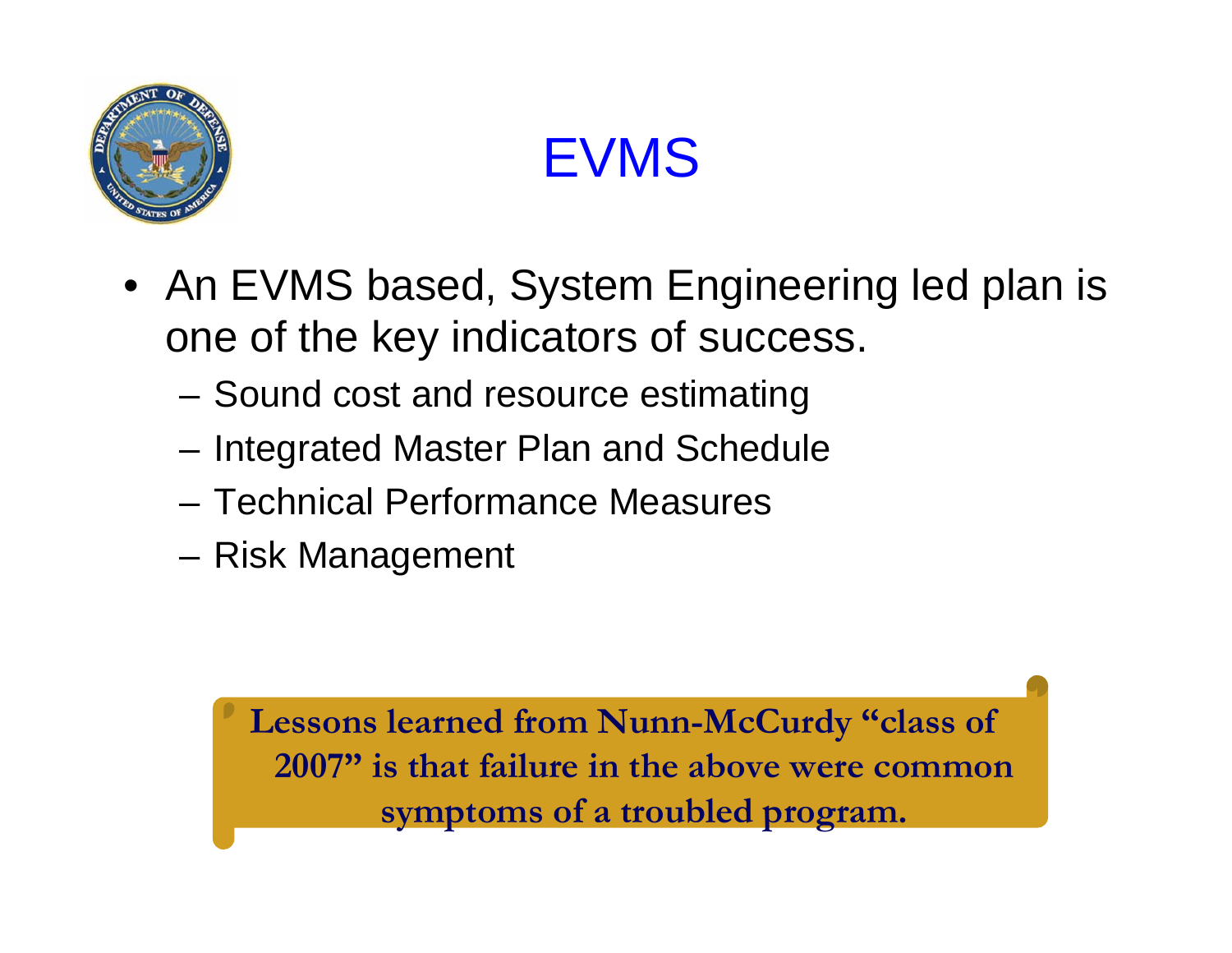# EVMS

- An EVMS based, System Engineering led plan is one of the key indicators of success.
  - Sound cost and resource estimating
  - Integrated Master Plan and Schedule
  - Technical Performance Measures
  - Risk Management

**Lessons learned from Nunn-McCurdy "class of 2007" is that failure in the above were common symptoms of a troubled program.**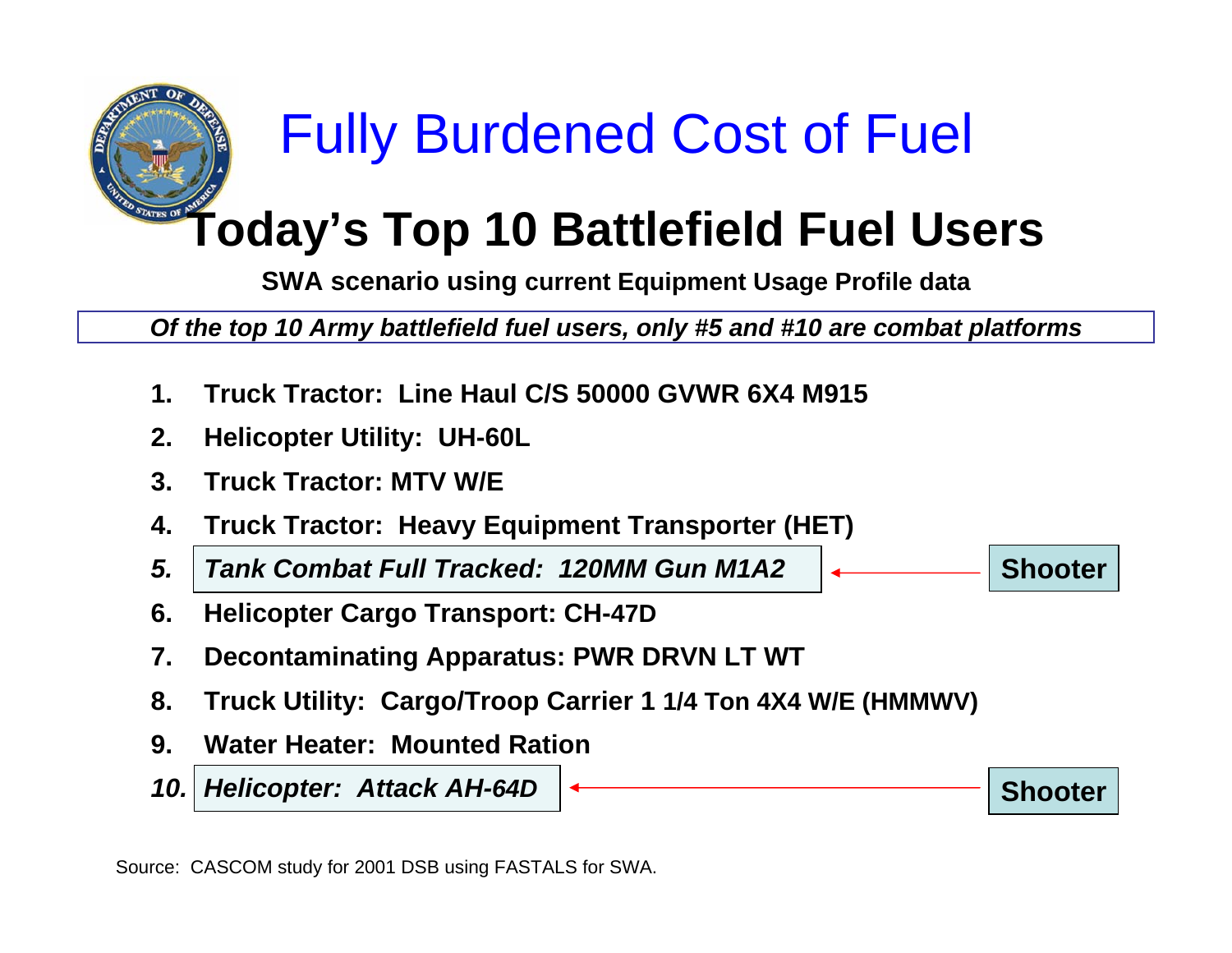# Fully Burdened Cost of Fuel

## Today's Top 10 Battlefield Fuel Users

**SWA scenario using current Equipment Usage Profile data**

***Of the top 10 Army battlefield fuel users, only #5 and #10 are combat platforms***

1. **Truck Tractor: Line Haul C/S 50000 GVWR 6X4 M915**
2. **Helicopter Utility: UH-60L**
3. **Truck Tractor: MTV W/E**
4. **Truck Tractor: Heavy Equipment Transporter (HET)**
5. ***Tank Combat Full Tracked: 120MM Gun M1A2*** ← **Shooter**
6. **Helicopter Cargo Transport: CH-47D**
7. **Decontaminating Apparatus: PWR DRVN LT WT**
8. **Truck Utility: Cargo/Troop Carrier 1 1/4 Ton 4X4 W/E (HMMWV)**
9. **Water Heater: Mounted Ration**
10. ***Helicopter: Attack AH-64D*** ← **Shooter**

Source: CASCOM study for 2001 DSB using FASTALS for SWA.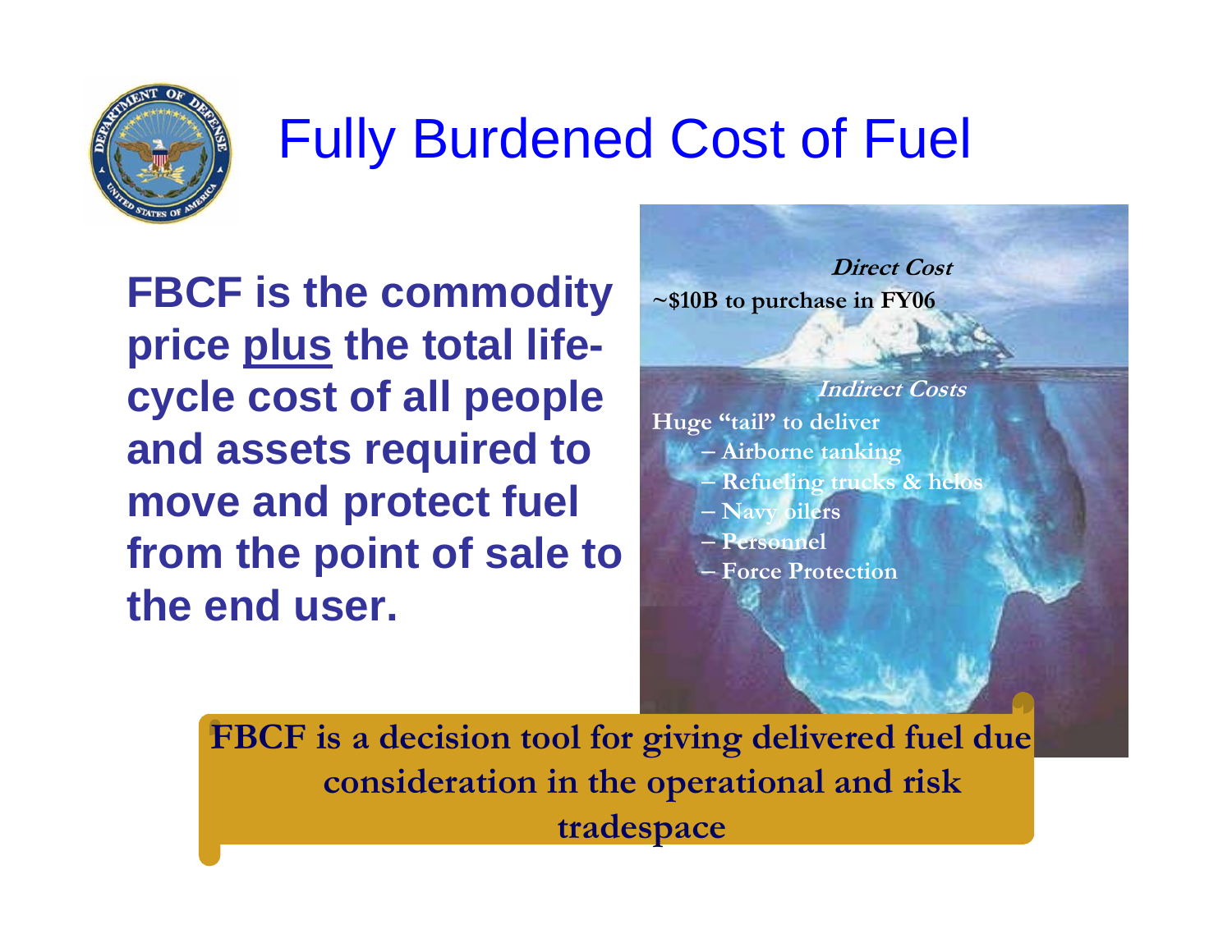# Fully Burdened Cost of Fuel

**FBCF is the commodity price <u>plus</u> the total life-cycle cost of all people and assets required to move and protect fuel from the point of sale to the end user.**

***Direct Cost***

**~$10B to purchase in FY06**

***Indirect Costs***

**Huge "tail" to deliver**

- **Airborne tanking**
- **Refueling trucks & helos**
- **Navy oilers**
- **Personnel**
- **Force Protection**

**FBCF is a decision tool for giving delivered fuel due consideration in the operational and risk tradespace**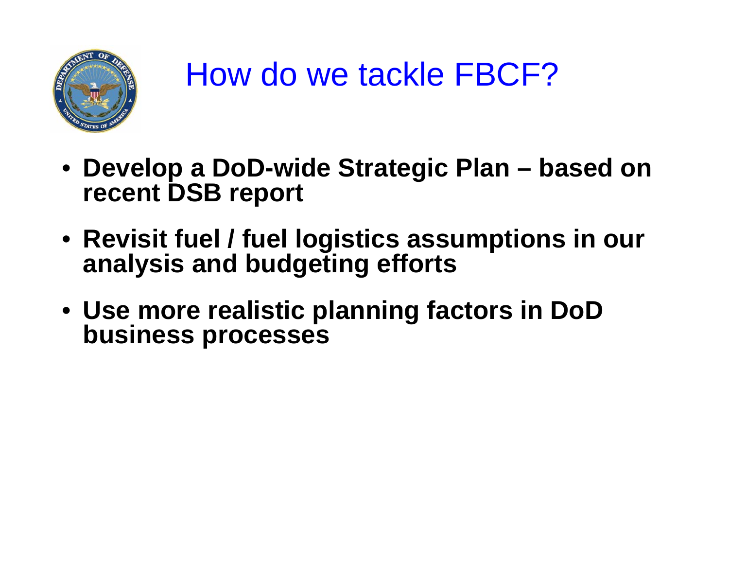# How do we tackle FBCF?

- **Develop a DoD-wide Strategic Plan – based on recent DSB report**
- **Revisit fuel / fuel logistics assumptions in our analysis and budgeting efforts**
- **Use more realistic planning factors in DoD business processes**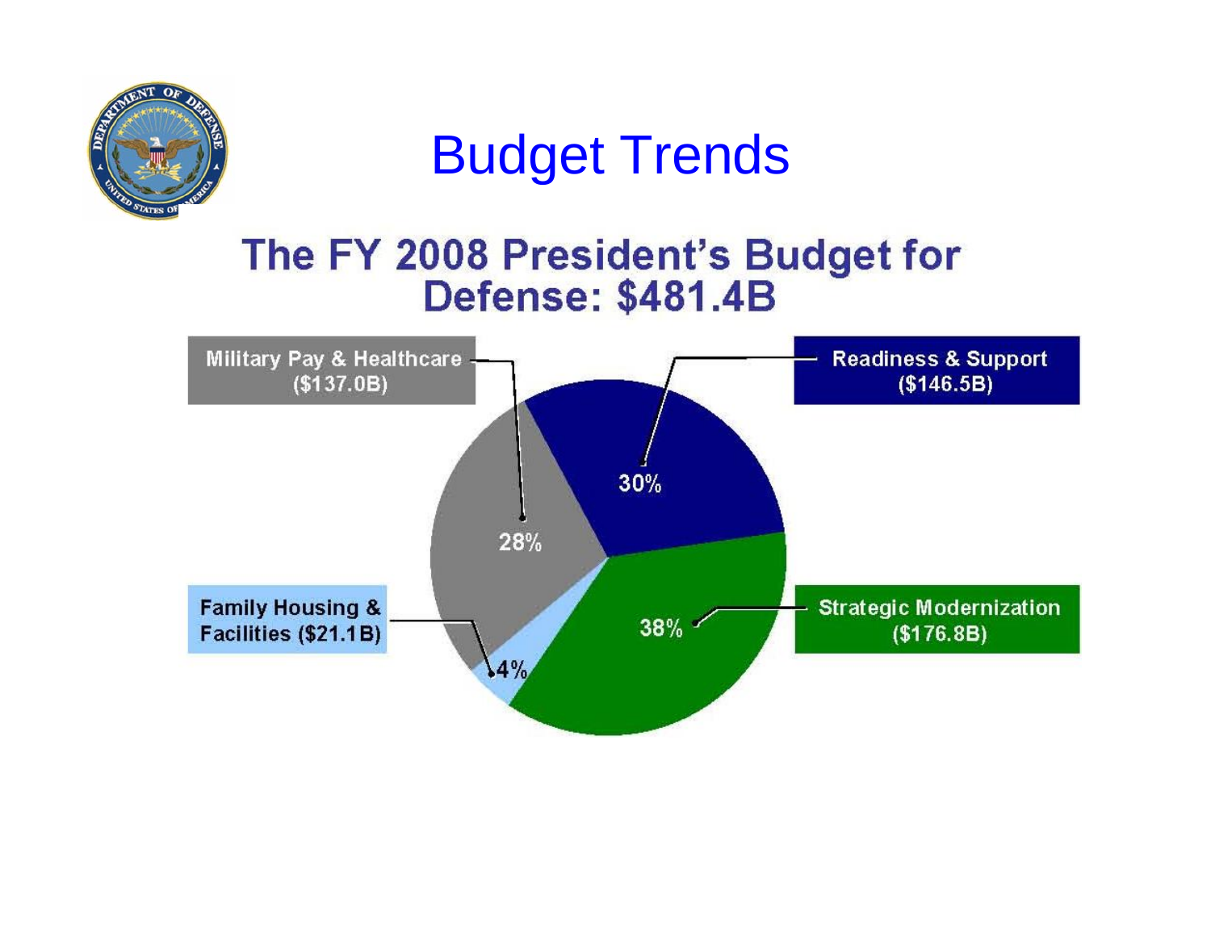# Budget Trends

## The FY 2008 President's Budget for Defense: $481.4B

| Category | Amount | Share |
|---|---|---|
| Military Pay & Healthcare | ($137.0B) | 28% |
| Readiness & Support | ($146.5B) | 30% |
| Strategic Modernization | ($176.8B) | 38% |
| Family Housing & Facilities | ($21.1B) | 4% |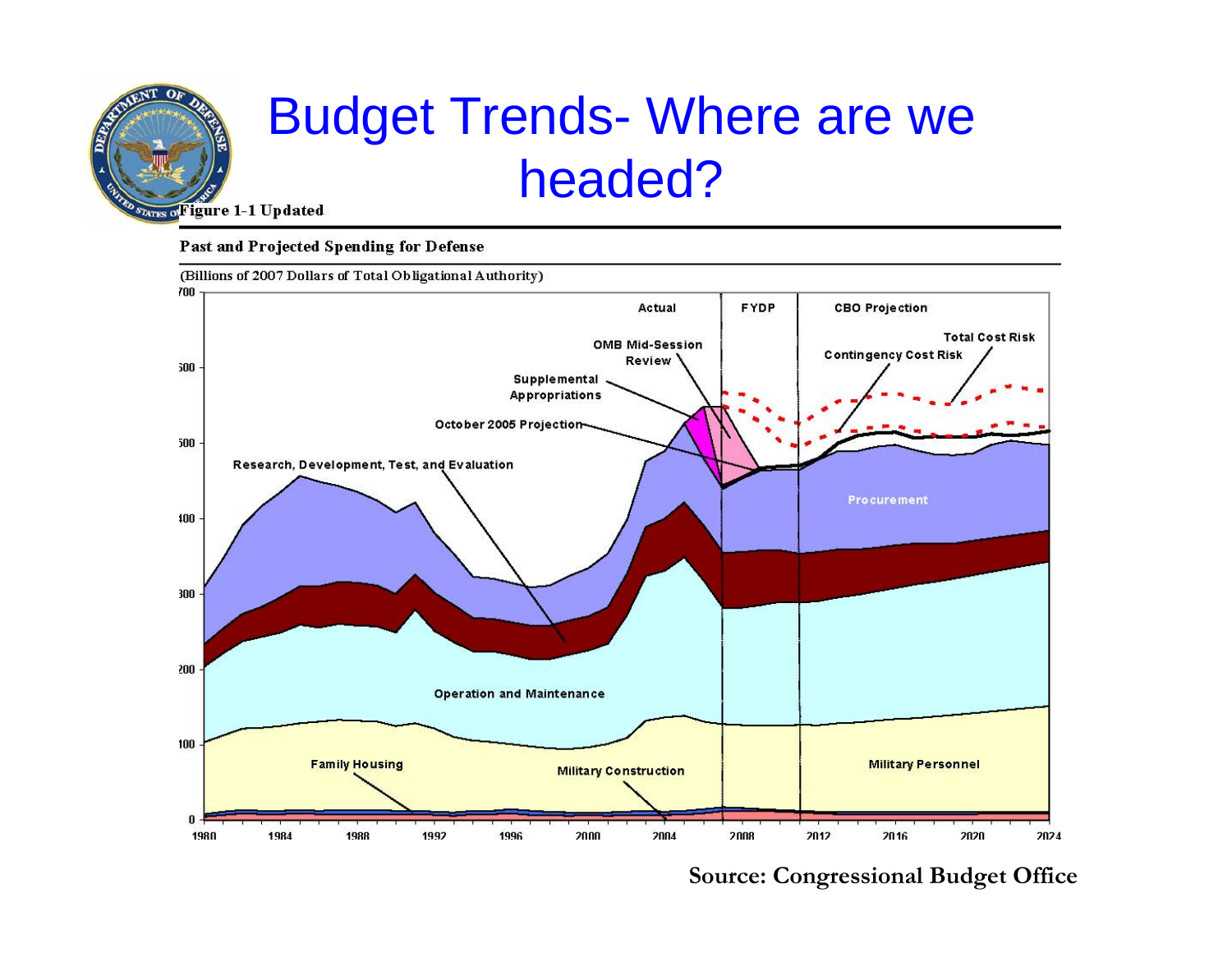# Budget Trends- Where are we headed?

**Figure 1-1 Updated**

**Past and Projected Spending for Defense**

(Billions of 2007 Dollars of Total Obligational Authority)

**Source: Congressional Budget Office**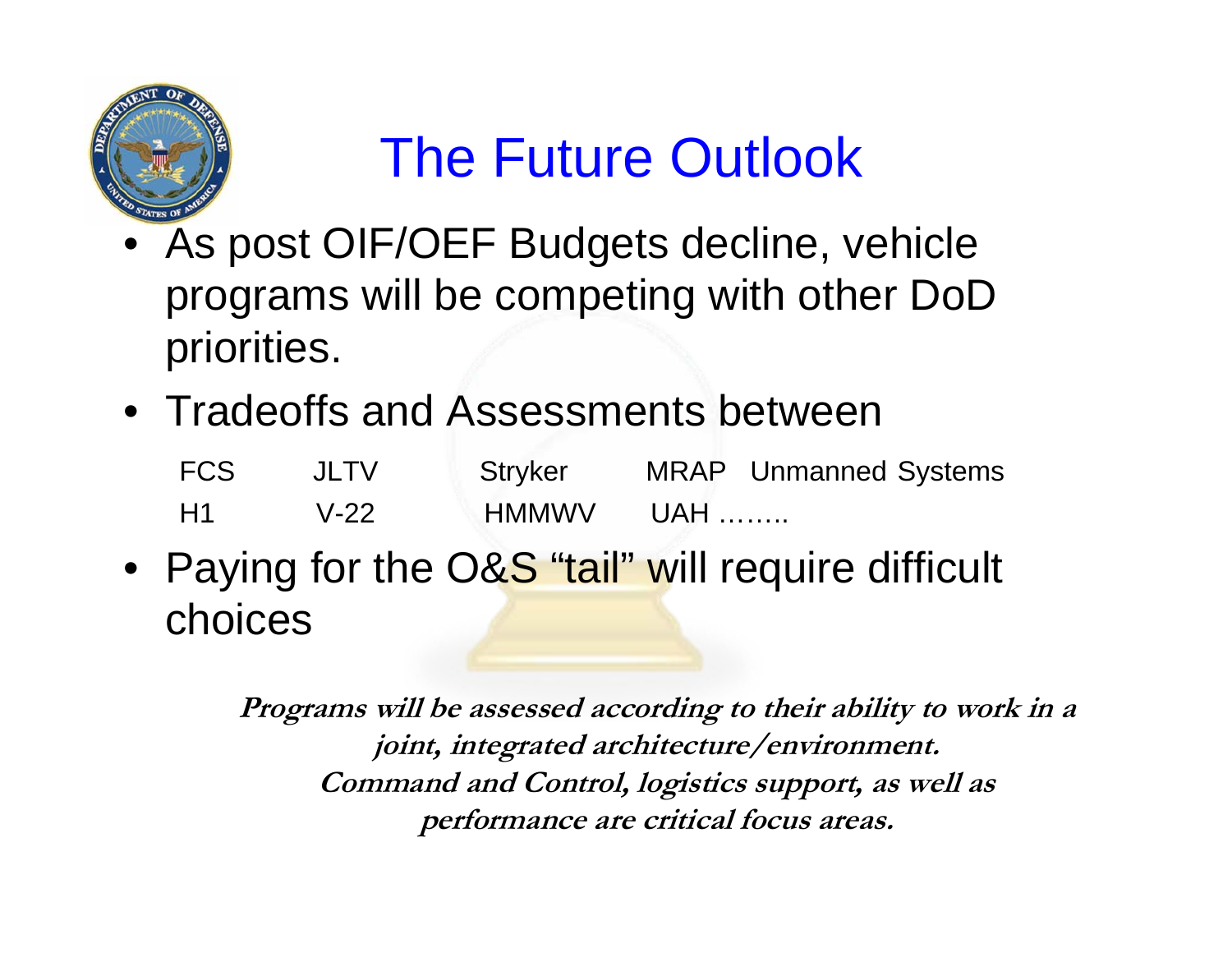# The Future Outlook

- As post OIF/OEF Budgets decline, vehicle programs will be competing with other DoD priorities.
- Tradeoffs and Assessments between

| | | | | |
|---|---|---|---|---|
| FCS | JLTV | Stryker | MRAP | Unmanned Systems |
| H1 | V-22 | HMMWV | UAH …….. | |

- Paying for the O&S “tail” will require difficult choices

***Programs will be assessed according to their ability to work in a joint, integrated architecture/environment. Command and Control, logistics support, as well as performance are critical focus areas.***